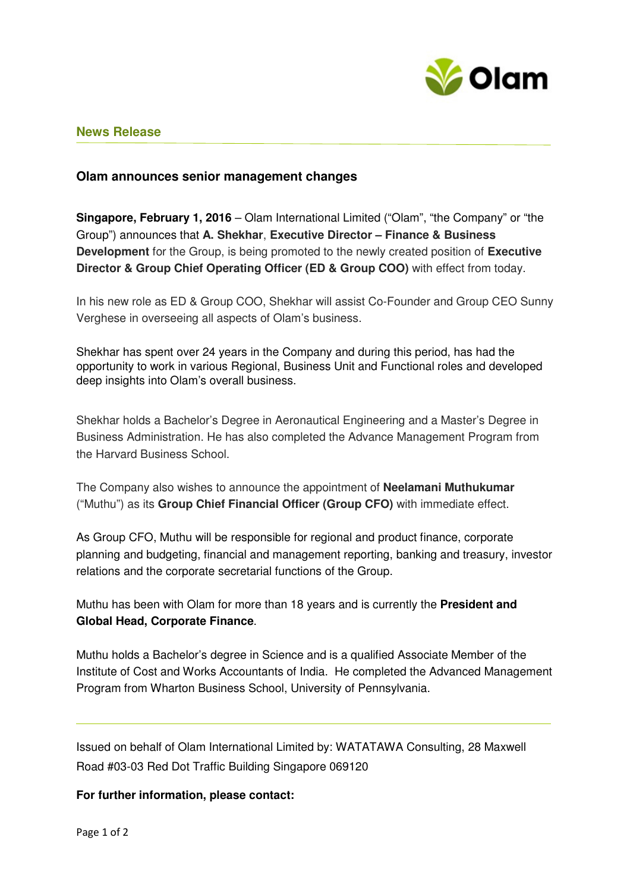**News Release**

## Olam announces senior management changes

**Singapore, February 1, 2016** – Olam International Limited ("Olam", "the Company" or "the Group") announces that **A. Shekhar**, **Executive Director – Finance & Business Development** for the Group, is being promoted to the newly created position of **Executive Director & Group Chief Operating Officer (ED & Group COO)** with effect from today.

In his new role as ED & Group COO, Shekhar will assist Co-Founder and Group CEO Sunny Verghese in overseeing all aspects of Olam's business.

Shekhar has spent over 24 years in the Company and during this period, has had the opportunity to work in various Regional, Business Unit and Functional roles and developed deep insights into Olam's overall business.

Shekhar holds a Bachelor's Degree in Aeronautical Engineering and a Master's Degree in Business Administration. He has also completed the Advance Management Program from the Harvard Business School.

The Company also wishes to announce the appointment of **Neelamani Muthukumar** ("Muthu") as its **Group Chief Financial Officer (Group CFO)** with immediate effect.

As Group CFO, Muthu will be responsible for regional and product finance, corporate planning and budgeting, financial and management reporting, banking and treasury, investor relations and the corporate secretarial functions of the Group.

Muthu has been with Olam for more than 18 years and is currently the **President and Global Head, Corporate Finance**.

Muthu holds a Bachelor's degree in Science and is a qualified Associate Member of the Institute of Cost and Works Accountants of India. He completed the Advanced Management Program from Wharton Business School, University of Pennsylvania.

---

Issued on behalf of Olam International Limited by: WATATAWA Consulting, 28 Maxwell Road #03-03 Red Dot Traffic Building Singapore 069120

**For further information, please contact:**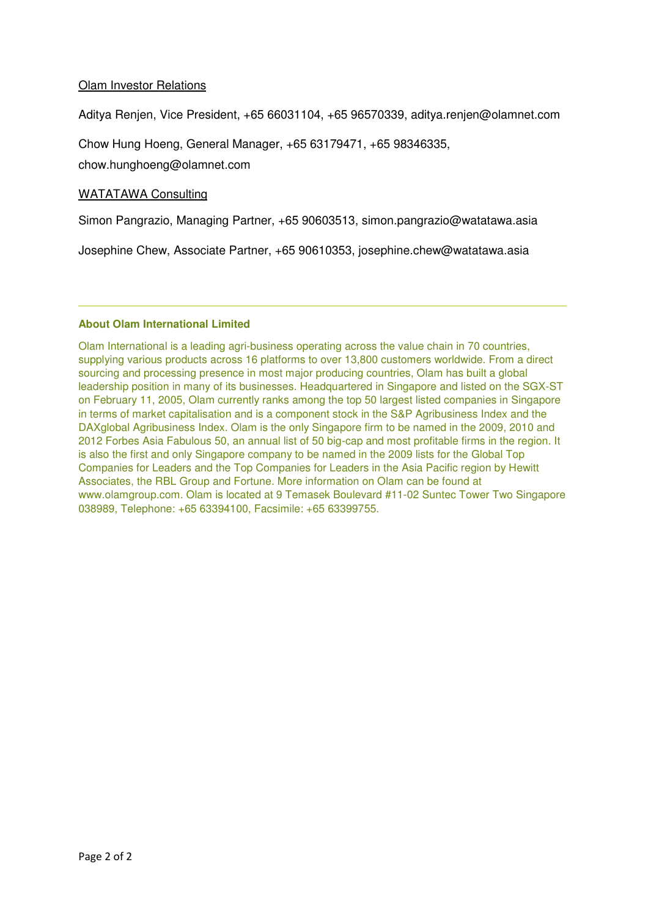Olam Investor Relations

Aditya Renjen, Vice President, +65 66031104, +65 96570339, aditya.renjen@olamnet.com

Chow Hung Hoeng, General Manager, +65 63179471, +65 98346335, chow.hunghoeng@olamnet.com

WATATAWA Consulting

Simon Pangrazio, Managing Partner, +65 90603513, simon.pangrazio@watatawa.asia

Josephine Chew, Associate Partner, +65 90610353, josephine.chew@watatawa.asia

---

**About Olam International Limited**

Olam International is a leading agri-business operating across the value chain in 70 countries, supplying various products across 16 platforms to over 13,800 customers worldwide. From a direct sourcing and processing presence in most major producing countries, Olam has built a global leadership position in many of its businesses. Headquartered in Singapore and listed on the SGX-ST on February 11, 2005, Olam currently ranks among the top 50 largest listed companies in Singapore in terms of market capitalisation and is a component stock in the S&P Agribusiness Index and the DAXglobal Agribusiness Index. Olam is the only Singapore firm to be named in the 2009, 2010 and 2012 Forbes Asia Fabulous 50, an annual list of 50 big-cap and most profitable firms in the region. It is also the first and only Singapore company to be named in the 2009 lists for the Global Top Companies for Leaders and the Top Companies for Leaders in the Asia Pacific region by Hewitt Associates, the RBL Group and Fortune. More information on Olam can be found at www.olamgroup.com. Olam is located at 9 Temasek Boulevard #11-02 Suntec Tower Two Singapore 038989, Telephone: +65 63394100, Facsimile: +65 63399755.